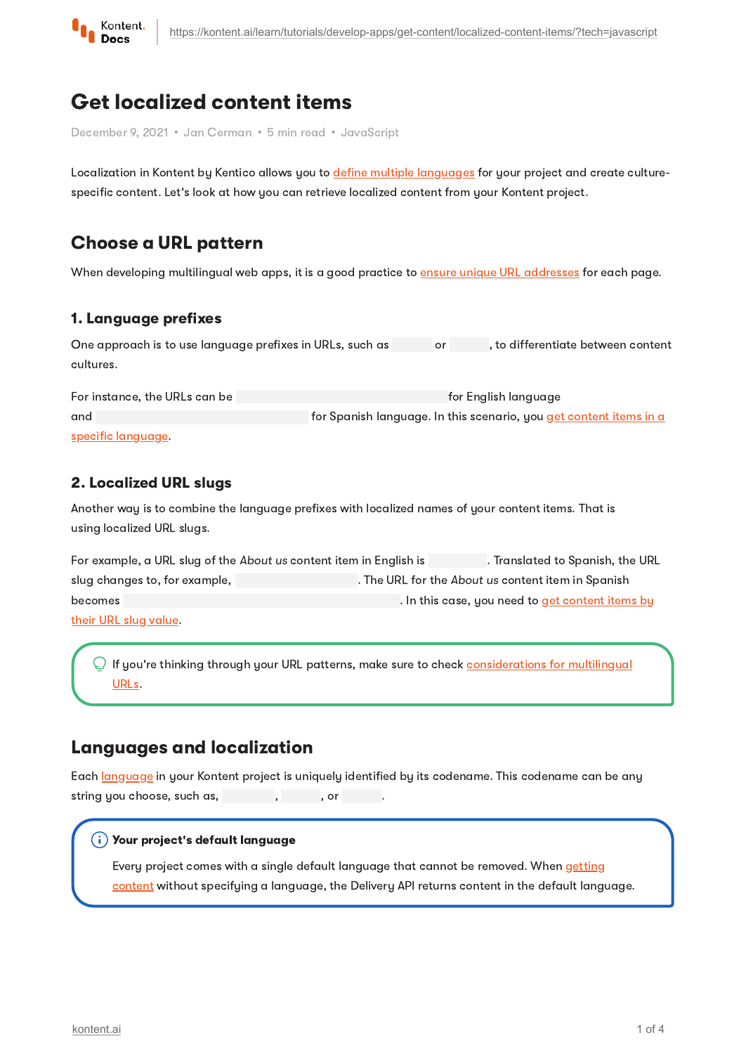# Get localized content items

December 9, 2021 • Jan Cerman • 5 min read • JavaScript

Localization in Kontent by Kentico allows you to define multiple languages for your project and create culture-specific content. Let's look at how you can retrieve localized content from your Kontent project.

## Choose a URL pattern

When developing multilingual web apps, it is a good practice to ensure unique URL addresses for each page.

### 1. Language prefixes

One approach is to use language prefixes in URLs, such as or , to differentiate between content cultures.

For instance, the URLs can be for English language and for Spanish language. In this scenario, you get content items in a specific language.

### 2. Localized URL slugs

Another way is to combine the language prefixes with localized names of your content items. That is using localized URL slugs.

For example, a URL slug of the *About us* content item in English is . Translated to Spanish, the URL slug changes to, for example, . The URL for the *About us* content item in Spanish becomes . In this case, you need to get content items by their URL slug value.

> If you're thinking through your URL patterns, make sure to check considerations for multilingual URLs.

## Languages and localization

Each language in your Kontent project is uniquely identified by its codename. This codename can be any string you choose, such as, , , or .

> **Your project's default language**
>
> Every project comes with a single default language that cannot be removed. When getting content without specifying a language, the Delivery API returns content in the default language.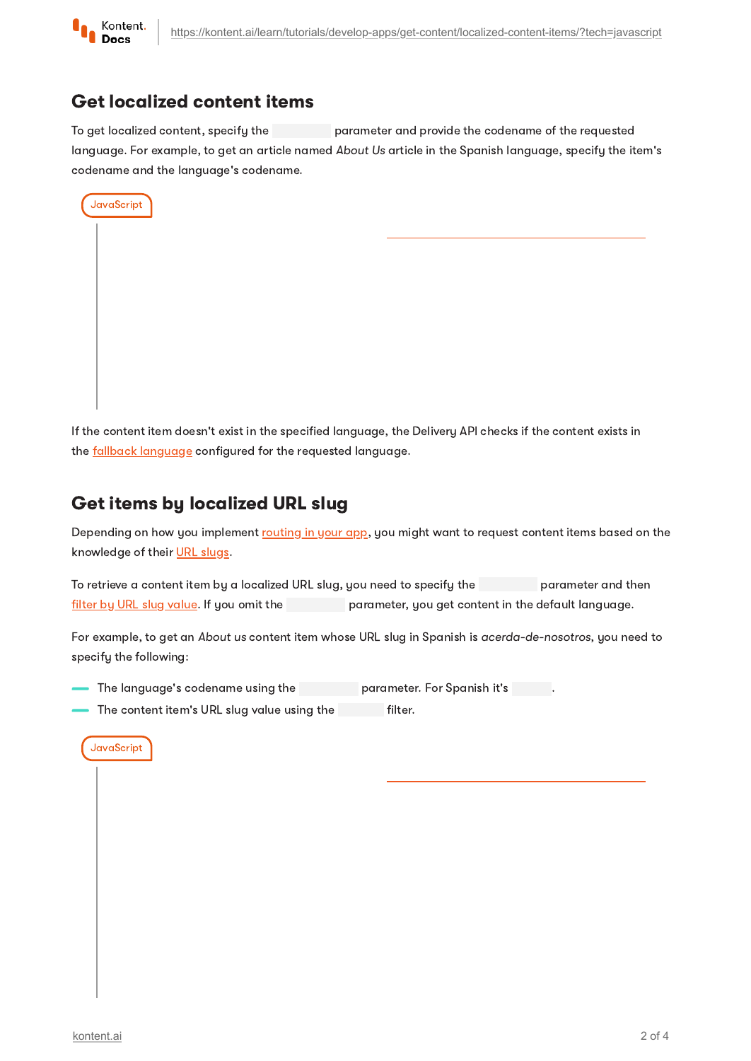## Get localized content items

To get localized content, specify the  parameter and provide the codename of the requested language. For example, to get an article named *About Us* article in the Spanish language, specify the item's codename and the language's codename.

JavaScript

If the content item doesn't exist in the specified language, the Delivery API checks if the content exists in the fallback language configured for the requested language.

## Get items by localized URL slug

Depending on how you implement routing in your app, you might want to request content items based on the knowledge of their URL slugs.

To retrieve a content item by a localized URL slug, you need to specify the  parameter and then filter by URL slug value. If you omit the  parameter, you get content in the default language.

For example, to get an *About us* content item whose URL slug in Spanish is *acerda-de-nosotros*, you need to specify the following:

- The language's codename using the  parameter. For Spanish it's .
- The content item's URL slug value using the  filter.

JavaScript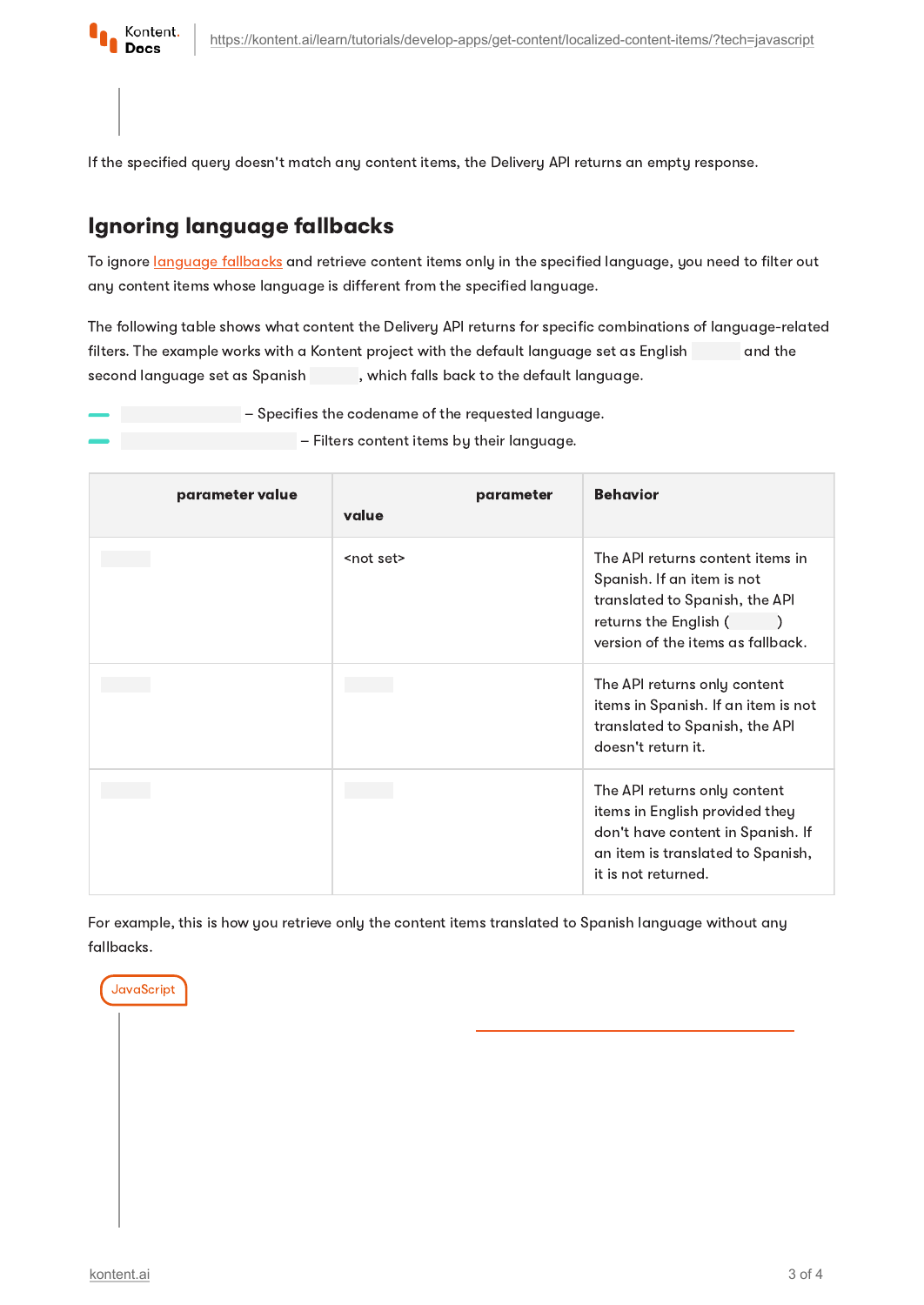If the specified query doesn't match any content items, the Delivery API returns an empty response.

## Ignoring language fallbacks

To ignore language fallbacks and retrieve content items only in the specified language, you need to filter out any content items whose language is different from the specified language.

The following table shows what content the Delivery API returns for specific combinations of language-related filters. The example works with a Kontent project with the default language set as English and the second language set as Spanish , which falls back to the default language.

- – Specifies the codename of the requested language.
- – Filters content items by their language.

| parameter value | parameter value | Behavior |
| --- | --- | --- |
| | <not set> | The API returns content items in Spanish. If an item is not translated to Spanish, the API returns the English ( ) version of the items as fallback. |
| | | The API returns only content items in Spanish. If an item is not translated to Spanish, the API doesn't return it. |
| | | The API returns only content items in English provided they don't have content in Spanish. If an item is translated to Spanish, it is not returned. |

For example, this is how you retrieve only the content items translated to Spanish language without any fallbacks.

JavaScript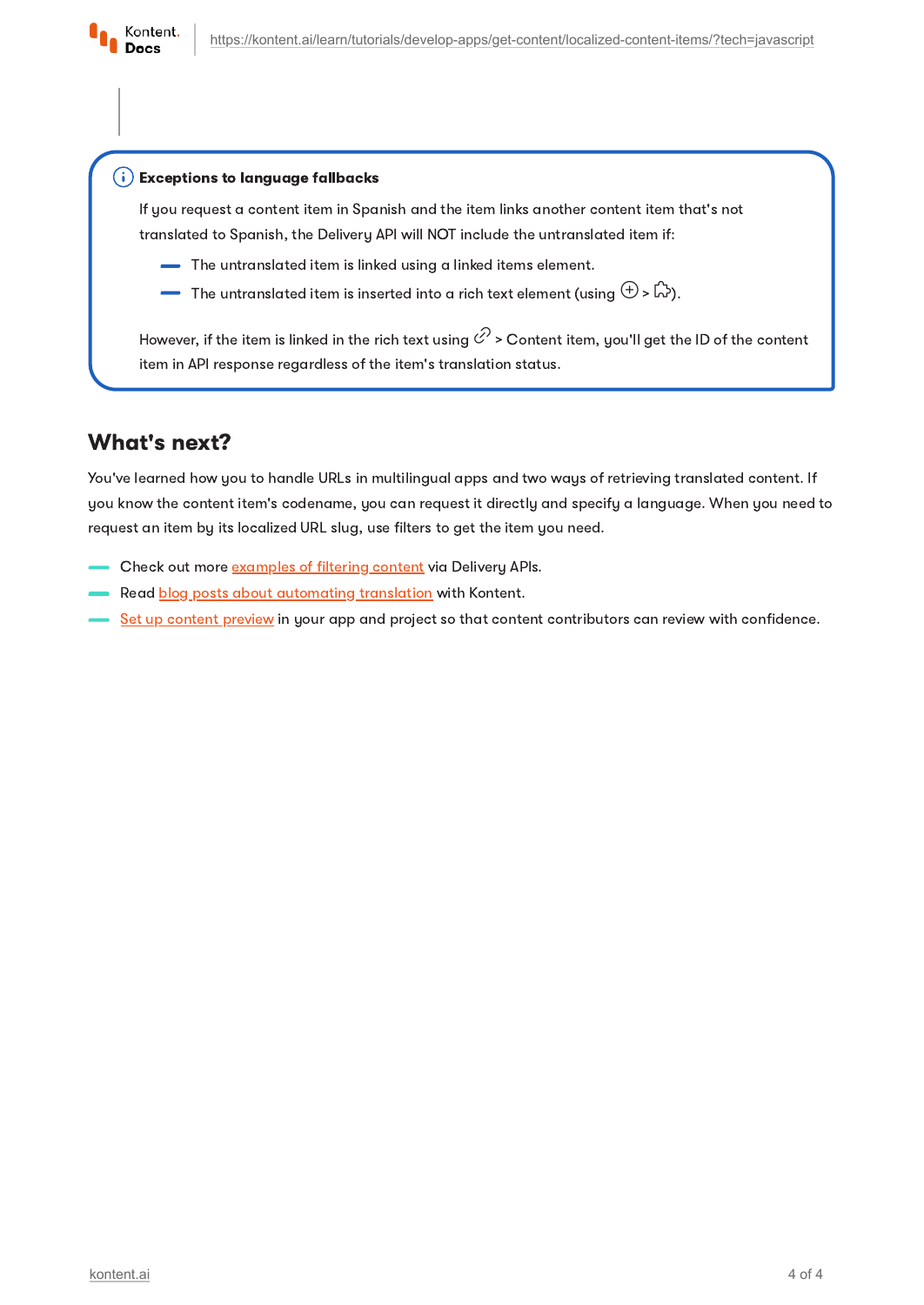> **Exceptions to language fallbacks**
>
> If you request a content item in Spanish and the item links another content item that's not translated to Spanish, the Delivery API will NOT include the untranslated item if:
>
> - The untranslated item is linked using a linked items element.
> - The untranslated item is inserted into a rich text element (using ⊕ > ).
>
> However, if the item is linked in the rich text using  > Content item, you'll get the ID of the content item in API response regardless of the item's translation status.

## What's next?

You've learned how you to handle URLs in multilingual apps and two ways of retrieving translated content. If you know the content item's codename, you can request it directly and specify a language. When you need to request an item by its localized URL slug, use filters to get the item you need.

- Check out more examples of filtering content via Delivery APIs.
- Read blog posts about automating translation with Kontent.
- Set up content preview in your app and project so that content contributors can review with confidence.